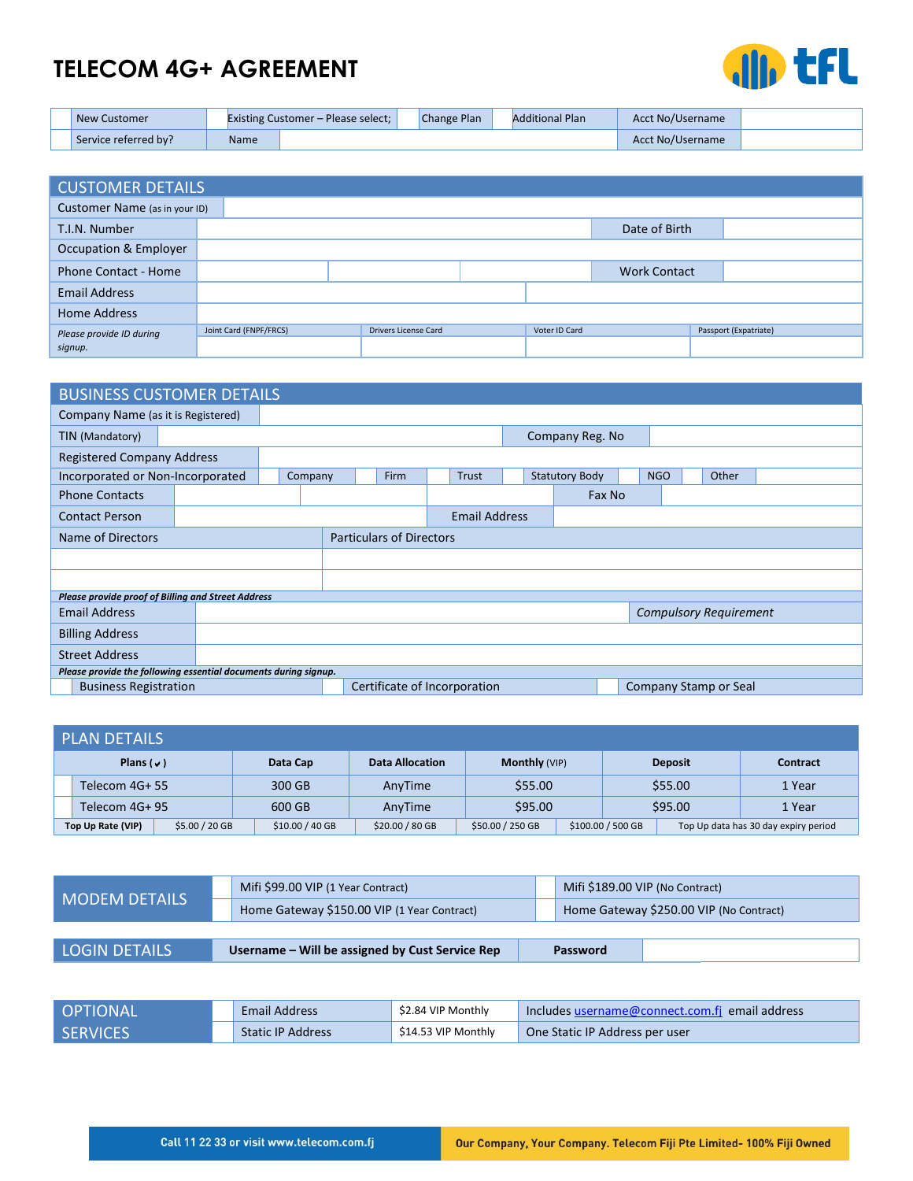# TELECOM 4G+ AGREEMENT

| | New Customer | | Existing Customer – Please select; | | Change Plan | | Additional Plan | Acct No/Username | |
|---|---|---|---|---|---|---|---|---|---|
| | Service referred by? | Name | | | | | | Acct No/Username | |

## CUSTOMER DETAILS

| | | | | | |
|---|---|---|---|---|---|
| Customer Name (as in your ID) | | | | | |
| T.I.N. Number | | | | Date of Birth | |
| Occupation & Employer | | | | | |
| Phone Contact - Home | | | | Work Contact | |
| Email Address | | | | | |
| Home Address | | | | | |
| *Please provide ID during signup.* | Joint Card (FNPF/FRCS) | Drivers License Card | Voter ID Card | Passport (Expatriate) | |

## BUSINESS CUSTOMER DETAILS

| | | | | | | | | | | | | |
|---|---|---|---|---|---|---|---|---|---|---|---|---|
| Company Name (as it is Registered) | | | | | | | | | | | | |
| TIN (Mandatory) | | | | Company Reg. No | | | | | | | | |
| Registered Company Address | | | | | | | | | | | | |
| Incorporated or Non-Incorporated | | Company | | Firm | | Trust | | Statutory Body | | NGO | | Other |
| Phone Contacts | | | | Fax No | | | | | | | | |
| Contact Person | | | | Email Address | | | | | | | | |
| Name of Directors | Particulars of Directors | | | | | | | | | | | |
| | | | | | | | | | | | | |
| | | | | | | | | | | | | |

***Please provide proof of Billing and Street Address***

| | | |
|---|---|---|
| Email Address | | *Compulsory Requirement* |
| Billing Address | | |
| Street Address | | |

***Please provide the following essential documents during signup.***

| | | | | | |
|---|---|---|---|---|---|
| | Business Registration | | Certificate of Incorporation | | Company Stamp or Seal |

## PLAN DETAILS

| | Plans (✔) | Data Cap | Data Allocation | Monthly (VIP) | Deposit | Contract |
|---|---|---|---|---|---|---|
| | Telecom 4G+ 55 | 300 GB | AnyTime | $55.00 | $55.00 | 1 Year |
| | Telecom 4G+ 95 | 600 GB | AnyTime | $95.00 | $95.00 | 1 Year |

| Top Up Rate (VIP) | $5.00 / 20 GB | $10.00 / 40 GB | $20.00 / 80 GB | $50.00 / 250 GB | $100.00 / 500 GB | Top Up data has 30 day expiry period |
|---|---|---|---|---|---|---|

## MODEM DETAILS

| | | | |
|---|---|---|---|
| | Mifi $99.00 VIP (1 Year Contract) | | Mifi $189.00 VIP (No Contract) |
| | Home Gateway $150.00 VIP (1 Year Contract) | | Home Gateway $250.00 VIP (No Contract) |

## LOGIN DETAILS

| Username – Will be assigned by Cust Service Rep | Password | |
|---|---|---|

## OPTIONAL SERVICES

| | | | |
|---|---|---|---|
| | Email Address | $2.84 VIP Monthly | Includes username@connect.com.fj email address |
| | Static IP Address | $14.53 VIP Monthly | One Static IP Address per user |

Call 11 22 33 or visit www.telecom.com.fj

Our Company, Your Company. Telecom Fiji Pte Limited- 100% Fiji Owned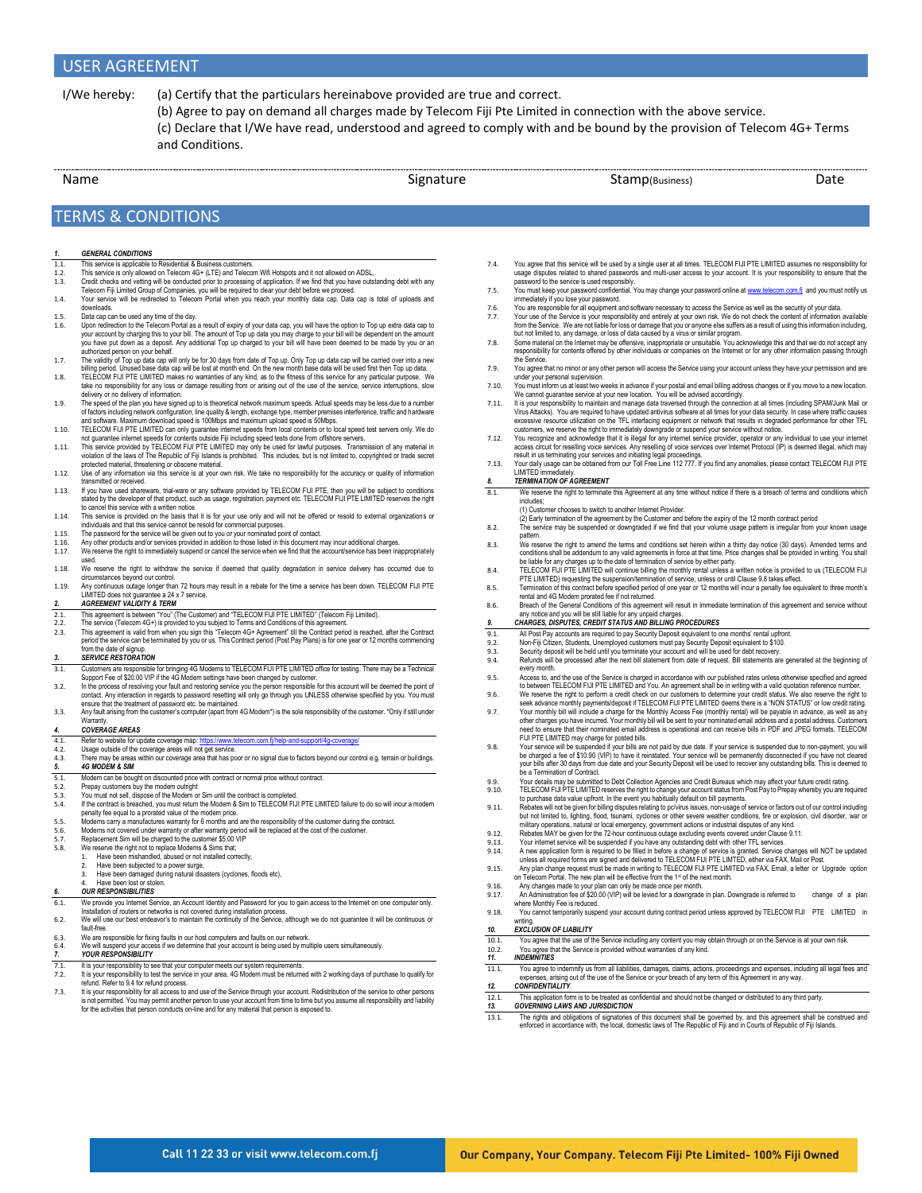## USER AGREEMENT

I/We hereby:

(a) Certify that the particulars hereinabove provided are true and correct.

(b) Agree to pay on demand all charges made by Telecom Fiji Pte Limited in connection with the above service.

(c) Declare that I/We have read, understood and agreed to comply with and be bound by the provision of Telecom 4G+ Terms and Conditions.

| Name | Signature | Stamp(Business) | Date |
|---|---|---|---|

## TERMS & CONDITIONS

***1. GENERAL CONDITIONS***

1.1. This service is applicable to Residential & Business customers.

1.2. This service is only allowed on Telecom 4G+ (LTE) and Telecom Wifi Hotspots and it not allowed on ADSL,.

1.3. Credit checks and vetting will be conducted prior to processing of application. If we find that you have outstanding debt with any Telecom Fiji Limited Group of Companies, you will be required to clear your debt before we proceed.

1.4. Your service will be redirected to Telecom Portal when you reach your monthly data cap. Data cap is total of uploads and downloads.

1.5. Data cap can be used any time of the day.

1.6. Upon redirection to the Telecom Portal as a result of expiry of your data cap, you will have the option to Top up extra data cap to your account by charging this to your bill. The amount of Top up data you may charge to your bill will be dependent on the amount you have put down as a deposit. Any additional Top up charged to your bill will have been deemed to be made by you or an authorized person on your behalf.

1.7. The validity of Top up data cap will only be for 30 days from date of Top up. Only Top up data cap will be carried over into a new billing period. Unused base data cap will be lost at month end. On the new month base data will be used first then Top up data.

1.8. TELECOM FIJI PTE LIMITED makes no warranties of any kind, as to the fitness of this service for any particular purpose. We take no responsibility for any loss or damage resulting from or arising out of the use of the service, service interruptions, slow delivery or no delivery of information.

1.9. The speed of the plan you have signed up to is theoretical network maximum speeds. Actual speeds may be less due to a number of factors including network configuration, line quality & length, exchange type, member premises interference, traffic and hardware and software. Maximum download speed is 100Mbps and maximum upload speed is 50Mbps.

1.10. TELECOM FIJI PTE LIMITED can only guarantee internet speeds from local contents or to local speed test servers only. We do not guarantee internet speeds for contents outside Fiji including speed tests done from offshore servers.

1.11. This service provided by TELECOM FIJI PTE LIMITED may only be used for lawful purposes. Transmission of any material in violation of the laws of The Republic of Fiji Islands is prohibited. This includes, but is not limited to, copyrighted or trade secret protected material, threatening or obscene material.

1.12. Use of any information via this service is at your own risk. We take no responsibility for the accuracy or quality of information transmitted or received.

1.13. If you have used shareware, trial-ware or any software provided by TELECOM FIJI PTE, then you will be subject to conditions stated by the developer of that product, such as usage, registration, payment etc. TELECOM FIJI PTE LIMITED reserves the right to cancel this service with a written notice.

1.14. This service is provided on the basis that it is for your use only and will not be offered or resold to external organizations or individuals and that this service cannot be resold for commercial purposes.

1.15. The password for the service will be given out to you or your nominated point of contact.

1.16. Any other products and/or services provided in addition to those listed in this document may incur additional charges.

1.17. We reserve the right to immediately suspend or cancel the service when we find that the account/service has been inappropriately used.

1.18. We reserve the right to withdraw the service if deemed that quality degradation in service delivery has occurred due to circumstances beyond our control.

1.19. Any continuous outage longer than 72 hours may result in a rebate for the time a service has been down. TELECOM FIJI PTE LIMITED does not guarantee a 24 x 7 service.

***2. AGREEMENT VALIDITY & TERM***

2.1. This agreement is between "You" (The Customer) and "TELECOM FIJI PTE LIMITED" (Telecom Fiji Limited).

2.2. The service (Telecom 4G+) is provided to you subject to Terms and Conditions of this agreement.

2.3. This agreement is valid from when you sign this "Telecom 4G+ Agreement" till the Contract period is reached, after the Contract period the service can be terminated by you or us. This Contract period (Post Pay Plans) is for one year or 12 months commencing from the date of signup.

***3. SERVICE RESTORATION***

3.1. Customers are responsible for bringing 4G Modems to TELECOM FIJI PTE LIMITED office for testing. There may be a Technical Support Fee of $20.00 VIP if the 4G Modem settings have been changed by customer.

3.2. In the process of resolving your fault and restoring service you the person responsible for this account will be deemed the point of contact. Any interaction in regards to password resetting will only go through you UNLESS otherwise specified by you. You must ensure that the treatment of password etc. be maintained.

3.3. Any fault arising from the customer's computer (apart from 4G Modem\*) is the sole responsibility of the customer. \*Only if still under Warranty.

***4. COVERAGE AREAS***

4.1. Refer to website for update coverage map: https://www.telecom.com.fj/help-and-support/4g-coverage/

4.2. Usage outside of the coverage areas will not get service.

4.3. There may be areas within our coverage area that has poor or no signal due to factors beyond our control e.g. terrain or buildings.

***5. 4G MODEM & SIM***

5.1. Modem can be bought on discounted price with contract or normal price without contract.

5.2. Prepay customers buy the modem outright

5.3. You must not sell, dispose of the Modem or Sim until the contract is completed.

5.4. If the contract is breached, you must return the Modem & Sim to TELECOM FIJI PTE LIMITED failure to do so will incur a modem penalty fee equal to a prorated value of the modem price.

5.5. Modems carry a manufactures warranty for 6 months and are the responsibility of the customer during the contract.

5.6. Modems not covered under warranty or after warranty period will be replaced at the cost of the customer.

5.7. Replacement Sim will be charged to the customer $5.00 VIP

5.8. We reserve the right not to replace Modems & Sims that;

1. Have been mishandled, abused or not installed correctly,
2. Have been subjected to a power surge,
3. Have been damaged during natural disasters (cyclones, floods etc),
4. Have been lost or stolen.

***6. OUR RESPONSIBILITIES***

6.1. We provide you Internet Service, an Account Identity and Password for you to gain access to the Internet on one computer only. Installation of routers or networks is not covered during installation process.

6.2. We will use our best endeavor's to maintain the continuity of the Service, although we do not guarantee it will be continuous or fault-free.

6.3. We are responsible for fixing faults in our host computers and faults on our network.

6.4. We will suspend your access if we determine that your account is being used by multiple users simultaneously.

***7. YOUR RESPONSIBILITY***

7.1. It is your responsibility to see that your computer meets our system requirements.

7.2. It is your responsibility to test the service in your area, 4G Modem must be returned with 2 working days of purchase to qualify for refund. Refer to 9.4 for refund process.

7.3. It is your responsibility for all access to and use of the Service through your account. Redistribution of the service to other persons is not permitted. You may permit another person to use your account from time to time but you assume all responsibility and liability for the activities that person conducts on-line and for any material that person is exposed to.

7.4. You agree that this service will be used by a single user at all times. TELECOM FIJI PTE LIMITED assumes no responsibility for usage disputes related to shared passwords and multi-user access to your account. It is your responsibility to ensure that the password to the service is used responsibly.

7.5. You must keep your password confidential. You may change your password online at www.telecom.com.fj and you must notify us immediately if you lose your password.

7.6. You are responsible for all equipment and software necessary to access the Service as well as the security of your data.

7.7. Your use of the Service is your responsibility and entirely at your own risk. We do not check the content of information available from the Service. We are not liable for loss or damage that you or anyone else suffers as a result of using this information including, but not limited to, any damage, or loss of data caused by a virus or similar program.

7.8. Some material on the Internet may be offensive, inappropriate or unsuitable. You acknowledge this and that we do not accept any responsibility for contents offered by other individuals or companies on the Internet or for any other information passing through the Service.

7.9. You agree that no minor or any other person will access the Service using your account unless they have your permission and are under your personal supervision.

7.10. You must inform us at least two weeks in advance if your postal and email billing address changes or if you move to a new location. We cannot guarantee service at your new location. You will be advised accordingly.

7.11. It is your responsibility to maintain and manage data traversed through the connection at all times (including SPAM/Junk Mail or Virus Attacks). You are required to have updated antivirus software at all times for your data security. In case where traffic causes excessive resource utilization on the TFL interfacing equipment or network that results in degraded performance for other TFL customers, we reserve the right to immediately downgrade or suspend your service without notice.

7.12. You recognize and acknowledge that it is illegal for any internet service provider, operator or any individual to use your internet access circuit for reselling voice services. Any reselling of voice services over Internet Protocol (IP) is deemed illegal, which may result in us terminating your services and initiating legal proceedings.

7.13. Your daily usage can be obtained from our Toll Free Line 112 777. If you find any anomalies, please contact TELECOM FIJI PTE LIMITED immediately.

***8. TERMINATION OF AGREEMENT***

8.1. We reserve the right to terminate this Agreement at any time without notice if there is a breach of terms and conditions which includes;
(1) Customer chooses to switch to another Internet Provider.
(2) Early termination of the agreement by the Customer and before the expiry of the 12 month contract period

8.2. The service may be suspended or downgraded if we find that your volume usage pattern is irregular from your known usage pattern.

8.3. We reserve the right to amend the terms and conditions set herein within a thirty day notice (30 days). Amended terms and conditions shall be addendum to any valid agreements in force at that time. Price changes shall be provided in writing. You shall be liable for any charges up to the date of termination of service by either party.

8.4. TELECOM FIJI PTE LIMITED will continue billing the monthly rental unless a written notice is provided to us (TELECOM FIJI PTE LIMITED) requesting the suspension/termination of service, unless or until Clause 9.8 takes effect.

8.5. Termination of this contract before specified period of one year or 12 months will incur a penalty fee equivalent to three month's rental and 4G Modem prorated fee if not returned.

8.6. Breach of the General Conditions of this agreement will result in immediate termination of this agreement and service without any notice and you will be still liable for any unpaid charges.

***9. CHARGES, DISPUTES, CREDIT STATUS AND BILLING PROCEDURES***

9.1. All Post Pay accounts are required to pay Security Deposit equivalent to one months' rental upfront.

9.2. Non-Fiji Citizen, Students, Unemployed customers must pay Security Deposit equivalent to $100.

9.3. Security deposit will be held until you terminate your account and will be used for debt recovery.

9.4. Refunds will be processed after the next bill statement from date of request. Bill statements are generated at the beginning of every month.

9.5. Access to, and the use of the Service is charged in accordance with our published rates unless otherwise specified and agreed to between TELECOM FIJI PTE LIMITED and You. An agreement shall be in writing with a valid quotation reference number.

9.6. We reserve the right to perform a credit check on our customers to determine your credit status. We also reserve the right to seek advance monthly payments/deposit if TELECOM FIJI PTE LIMITED deems there is a "NON STATUS" or low credit rating.

9.7. Your monthly bill will include a charge for the Monthly Access Fee (monthly rental) will be payable in advance, as well as any other charges you have incurred. Your monthly bill will be sent to your nominated email address and a postal address. Customers need to ensure that their nominated email address is operational and can receive bills in PDF and JPEG formats. TELECOM FIJI PTE LIMITED may charge for posted bills.

9.8. Your service will be suspended if your bills are not paid by due date. If your service is suspended due to non-payment, you will be charged a fee of $10.90 (VIP) to have it reinstated. Your service will be permanently disconnected if you have not cleared your bills after 30 days from due date and your Security Deposit will be used to recover any outstanding bills. This is deemed to be a Termination of Contract.

9.9. Your details may be submitted to Debt Collection Agencies and Credit Bureaus which may affect your future credit rating.

9.10. TELECOM FIJI PTE LIMITED reserves the right to change your account status from Post Pay to Prepay whereby you are required to purchase data value upfront. In the event you habitually default on bill payments.

9.11. Rebates will not be given for billing disputes relating to pc/virus issues, non-usage of service or factors out of our control including but not limited to, lighting, flood, tsunami, cyclones or other severe weather conditions, fire or explosion, civil disorder, war or military operations, natural or local emergency, government actions or industrial disputes of any kind.

9.12. Rebates MAY be given for the 72-hour continuous outage excluding events covered under Clause 9.11.

9.13. Your internet service will be suspended if you have any outstanding debt with other TFL services.

9.14. A new application form is required to be filled in before a change of service is granted. Service changes will NOT be updated unless all required forms are signed and delivered to TELECOM FIJI PTE LIMITED, either via FAX, Mail or Post.

9.15. Any plan change request must be made in writing to TELECOM FIJI PTE LIMITED via FAX, Email, a letter or Upgrade option on Telecom Portal. The new plan will be effective from the 1st of the next month.

9.16. Any changes made to your plan can only be made once per month.

9.17. An Administration fee of $20.00 (VIP) will be levied for a downgrade in plan. Downgrade is referred to change of a plan where Monthly Fee is reduced.

9.18. You cannot temporarily suspend your account during contract period unless approved by TELECOM FIJI PTE LIMITED in writing.

***10. EXCLUSION OF LIABILITY***

10.1. You agree that the use of the Service including any content you may obtain through or on the Service is at your own risk.

10.2. You agree that the Service is provided without warranties of any kind.

***11. INDEMNITIES***

11.1. You agree to indemnify us from all liabilities, damages, claims, actions, proceedings and expenses, including all legal fees and expenses, arising out of the use of the Service or your breach of any term of this Agreement in any way.

***12. CONFIDENTIALITY***

12.1. This application form is to be treated as confidential and should not be changed or distributed to any third party.

***13. GOVERNING LAWS AND JURISDICTION***

13.1. The rights and obligations of signatories of this document shall be governed by, and this agreement shall be construed and enforced in accordance with, the local, domestic laws of The Republic of Fiji and in Courts of Republic of Fiji Islands.

**Call 11 22 33 or visit www.telecom.com.fj** | **Our Company, Your Company. Telecom Fiji Pte Limited- 100% Fiji Owned**